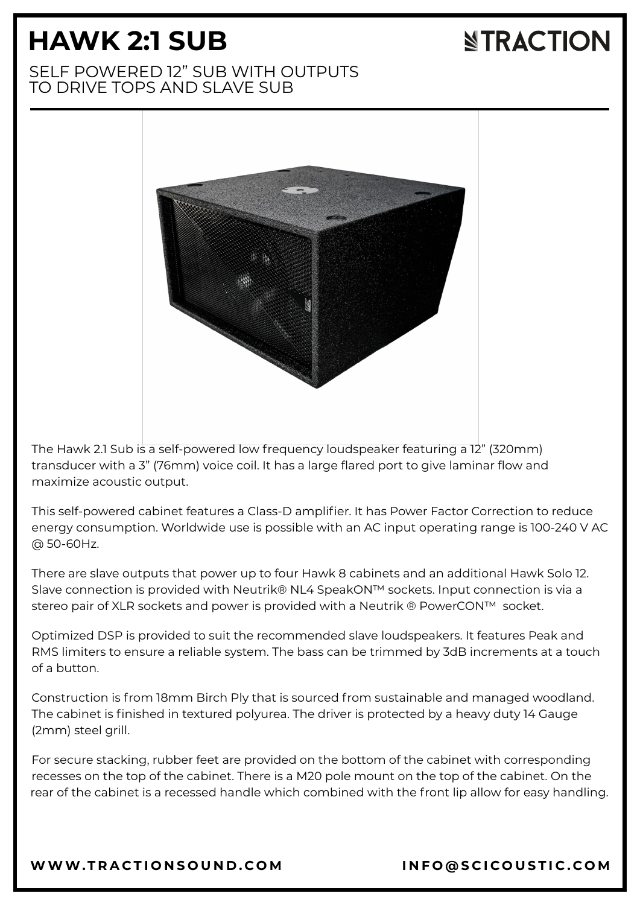# HAWK 2:1 SUB

TRACTION

SELF POWERED 12" SUB WITH OUTPUTS TO DRIVE TOPS AND SLAVE SUB

The Hawk 2.1 Sub is a self-powered low frequency loudspeaker featuring a 12" (320mm) transducer with a 3" (76mm) voice coil. It has a large flared port to give laminar flow and maximize acoustic output.

This self-powered cabinet features a Class-D amplifier. It has Power Factor Correction to reduce energy consumption. Worldwide use is possible with an AC input operating range is 100-240 V AC @ 50-60Hz.

There are slave outputs that power up to four Hawk 8 cabinets and an additional Hawk Solo 12. Slave connection is provided with Neutrik® NL4 SpeakON™ sockets. Input connection is via a stereo pair of XLR sockets and power is provided with a Neutrik ® PowerCON™ socket.

Optimized DSP is provided to suit the recommended slave loudspeakers. It features Peak and RMS limiters to ensure a reliable system. The bass can be trimmed by 3dB increments at a touch of a button.

Construction is from 18mm Birch Ply that is sourced from sustainable and managed woodland. The cabinet is finished in textured polyurea. The driver is protected by a heavy duty 14 Gauge (2mm) steel grill.

For secure stacking, rubber feet are provided on the bottom of the cabinet with corresponding recesses on the top of the cabinet. There is a M20 pole mount on the top of the cabinet. On the rear of the cabinet is a recessed handle which combined with the front lip allow for easy handling.

WWW.TRACTIONSOUND.COM INFO@SCICOUSTIC.COM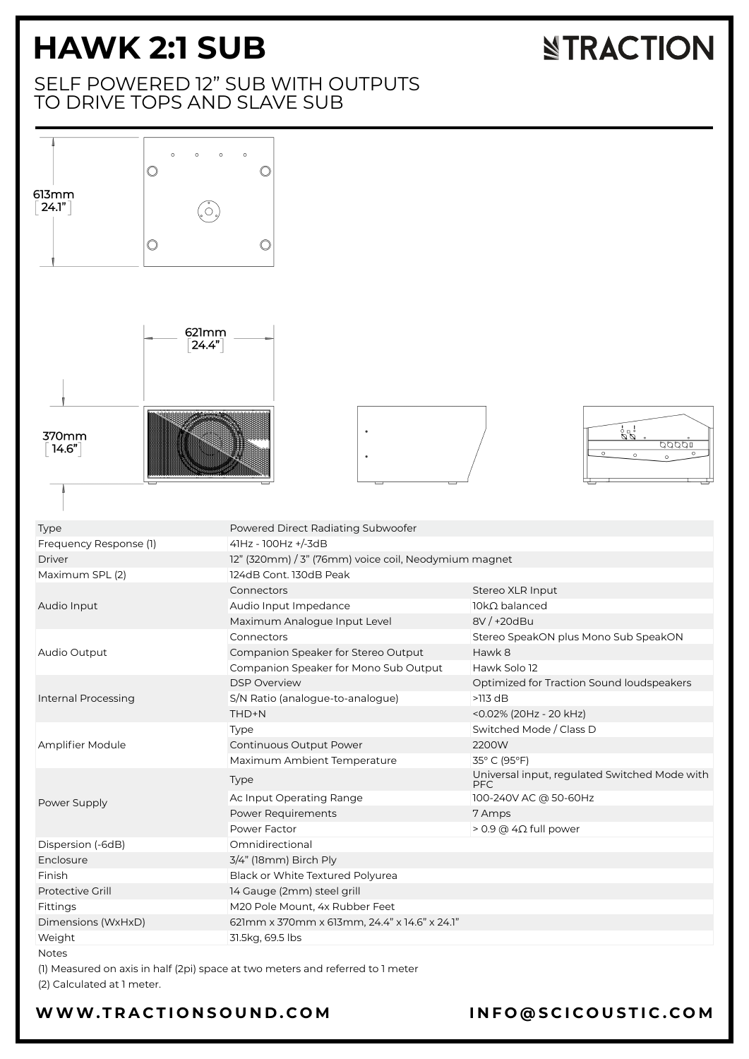# HAWK 2:1 SUB

TRACTION

## SELF POWERED 12" SUB WITH OUTPUTS TO DRIVE TOPS AND SLAVE SUB

613mm [24.1"]

621mm [24.4"]

370mm [14.6"]

| | | |
|---|---|---|
| Type | Powered Direct Radiating Subwoofer | |
| Frequency Response (1) | 41Hz - 100Hz +/-3dB | |
| Driver | 12" (320mm) / 3" (76mm) voice coil, Neodymium magnet | |
| Maximum SPL (2) | 124dB Cont. 130dB Peak | |
| Audio Input | Connectors | Stereo XLR Input |
| | Audio Input Impedance | 10kΩ balanced |
| | Maximum Analogue Input Level | 8V / +20dBu |
| Audio Output | Connectors | Stereo SpeakON plus Mono Sub SpeakON |
| | Companion Speaker for Stereo Output | Hawk 8 |
| | Companion Speaker for Mono Sub Output | Hawk Solo 12 |
| Internal Processing | DSP Overview | Optimized for Traction Sound loudspeakers |
| | S/N Ratio (analogue-to-analogue) | >113 dB |
| | THD+N | <0.02% (20Hz - 20 kHz) |
| Amplifier Module | Type | Switched Mode / Class D |
| | Continuous Output Power | 2200W |
| | Maximum Ambient Temperature | 35° C (95°F) |
| Power Supply | Type | Universal input, regulated Switched Mode with PFC |
| | Ac Input Operating Range | 100-240V AC @ 50-60Hz |
| | Power Requirements | 7 Amps |
| | Power Factor | > 0.9 @ 4Ω full power |
| Dispersion (-6dB) | Omnidirectional | |
| Enclosure | 3/4" (18mm) Birch Ply | |
| Finish | Black or White Textured Polyurea | |
| Protective Grill | 14 Gauge (2mm) steel grill | |
| Fittings | M20 Pole Mount, 4x Rubber Feet | |
| Dimensions (WxHxD) | 621mm x 370mm x 613mm, 24.4" x 14.6" x 24.1" | |
| Weight | 31.5kg, 69.5 lbs | |

Notes

(1) Measured on axis in half (2pi) space at two meters and referred to 1 meter

(2) Calculated at 1 meter.

**WWW.TRACTIONSOUND.COM** **INFO@SCICOUSTIC.COM**